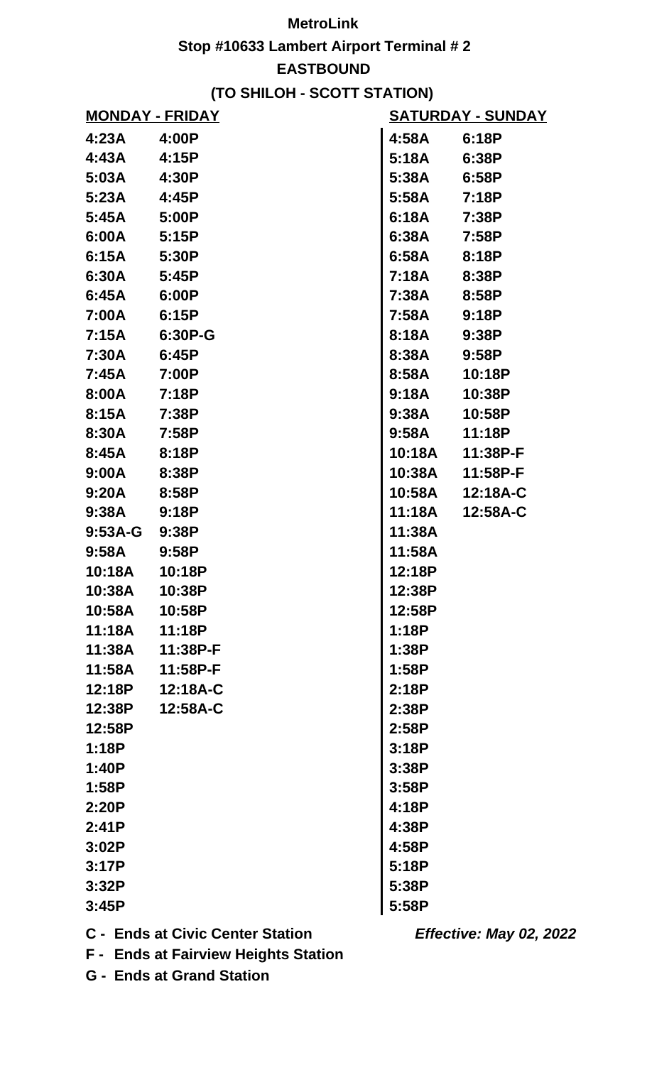**MetroLink**

**Stop #10633 Lambert Airport Terminal # 2**

**EASTBOUND**

**(TO SHILOH - SCOTT STATION)**

| MONDAY - FRIDAY | | SATURDAY - SUNDAY | |
|---|---|---|---|
| 4:23A | 4:00P | 4:58A | 6:18P |
| 4:43A | 4:15P | 5:18A | 6:38P |
| 5:03A | 4:30P | 5:38A | 6:58P |
| 5:23A | 4:45P | 5:58A | 7:18P |
| 5:45A | 5:00P | 6:18A | 7:38P |
| 6:00A | 5:15P | 6:38A | 7:58P |
| 6:15A | 5:30P | 6:58A | 8:18P |
| 6:30A | 5:45P | 7:18A | 8:38P |
| 6:45A | 6:00P | 7:38A | 8:58P |
| 7:00A | 6:15P | 7:58A | 9:18P |
| 7:15A | 6:30P-G | 8:18A | 9:38P |
| 7:30A | 6:45P | 8:38A | 9:58P |
| 7:45A | 7:00P | 8:58A | 10:18P |
| 8:00A | 7:18P | 9:18A | 10:38P |
| 8:15A | 7:38P | 9:38A | 10:58P |
| 8:30A | 7:58P | 9:58A | 11:18P |
| 8:45A | 8:18P | 10:18A | 11:38P-F |
| 9:00A | 8:38P | 10:38A | 11:58P-F |
| 9:20A | 8:58P | 10:58A | 12:18A-C |
| 9:38A | 9:18P | 11:18A | 12:58A-C |
| 9:53A-G | 9:38P | 11:38A | |
| 9:58A | 9:58P | 11:58A | |
| 10:18A | 10:18P | 12:18P | |
| 10:38A | 10:38P | 12:38P | |
| 10:58A | 10:58P | 12:58P | |
| 11:18A | 11:18P | 1:18P | |
| 11:38A | 11:38P-F | 1:38P | |
| 11:58A | 11:58P-F | 1:58P | |
| 12:18P | 12:18A-C | 2:18P | |
| 12:38P | 12:58A-C | 2:38P | |
| 12:58P | | 2:58P | |
| 1:18P | | 3:18P | |
| 1:40P | | 3:38P | |
| 1:58P | | 3:58P | |
| 2:20P | | 4:18P | |
| 2:41P | | 4:38P | |
| 3:02P | | 4:58P | |
| 3:17P | | 5:18P | |
| 3:32P | | 5:38P | |
| 3:45P | | 5:58P | |

**C - Ends at Civic Center Station**

**F - Ends at Fairview Heights Station**

**G - Ends at Grand Station**

***Effective: May 02, 2022***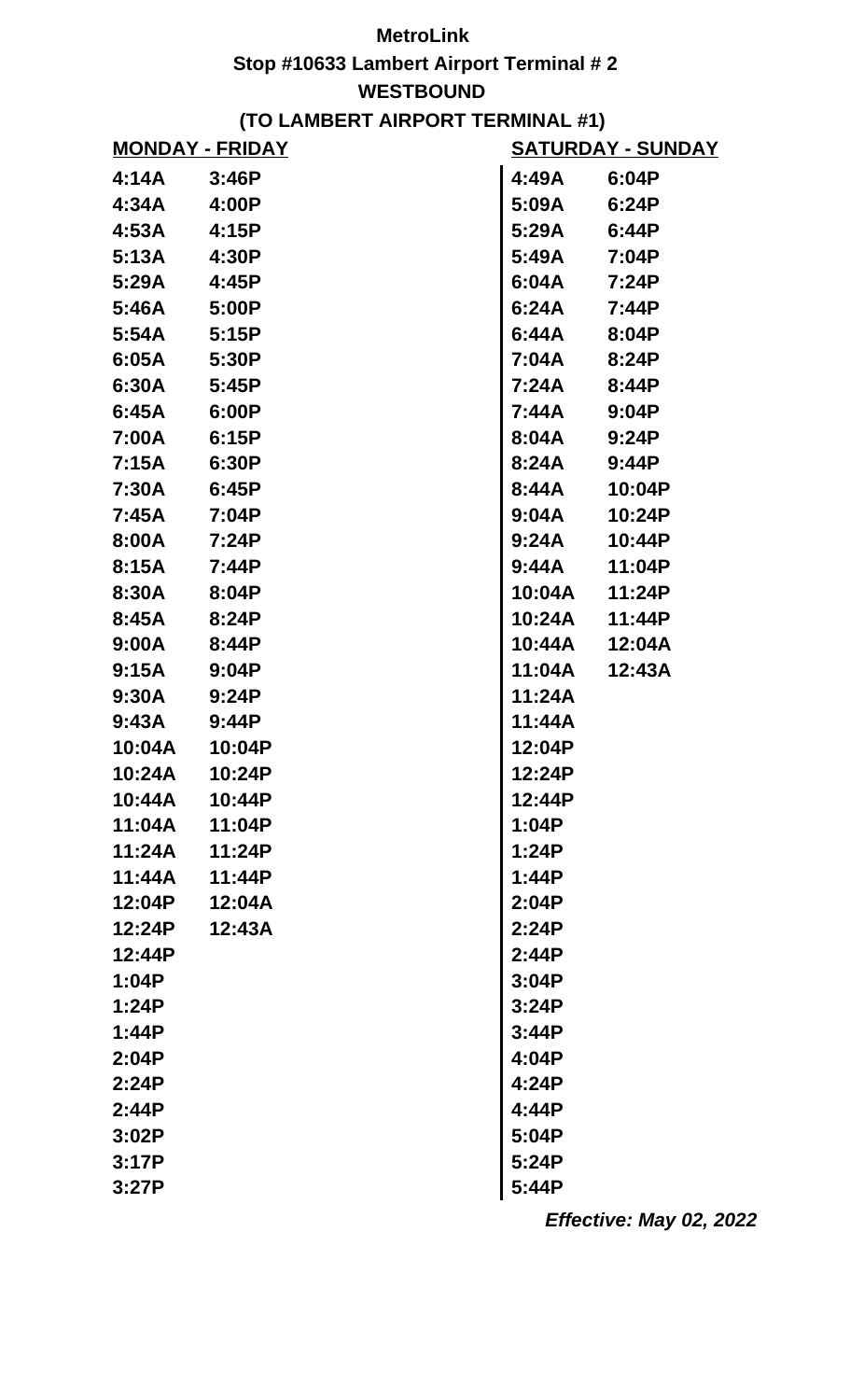# MetroLink

## Stop #10633 Lambert Airport Terminal # 2

## WESTBOUND

## (TO LAMBERT AIRPORT TERMINAL #1)

**MONDAY - FRIDAY**

| | |
|---|---|
| 4:14A | 3:46P |
| 4:34A | 4:00P |
| 4:53A | 4:15P |
| 5:13A | 4:30P |
| 5:29A | 4:45P |
| 5:46A | 5:00P |
| 5:54A | 5:15P |
| 6:05A | 5:30P |
| 6:30A | 5:45P |
| 6:45A | 6:00P |
| 7:00A | 6:15P |
| 7:15A | 6:30P |
| 7:30A | 6:45P |
| 7:45A | 7:04P |
| 8:00A | 7:24P |
| 8:15A | 7:44P |
| 8:30A | 8:04P |
| 8:45A | 8:24P |
| 9:00A | 8:44P |
| 9:15A | 9:04P |
| 9:30A | 9:24P |
| 9:43A | 9:44P |
| 10:04A | 10:04P |
| 10:24A | 10:24P |
| 10:44A | 10:44P |
| 11:04A | 11:04P |
| 11:24A | 11:24P |
| 11:44A | 11:44P |
| 12:04P | 12:04A |
| 12:24P | 12:43A |
| 12:44P | |
| 1:04P | |
| 1:24P | |
| 1:44P | |
| 2:04P | |
| 2:24P | |
| 2:44P | |
| 3:02P | |
| 3:17P | |
| 3:27P | |

**SATURDAY - SUNDAY**

| | |
|---|---|
| 4:49A | 6:04P |
| 5:09A | 6:24P |
| 5:29A | 6:44P |
| 5:49A | 7:04P |
| 6:04A | 7:24P |
| 6:24A | 7:44P |
| 6:44A | 8:04P |
| 7:04A | 8:24P |
| 7:24A | 8:44P |
| 7:44A | 9:04P |
| 8:04A | 9:24P |
| 8:24A | 9:44P |
| 8:44A | 10:04P |
| 9:04A | 10:24P |
| 9:24A | 10:44P |
| 9:44A | 11:04P |
| 10:04A | 11:24P |
| 10:24A | 11:44P |
| 10:44A | 12:04A |
| 11:04A | 12:43A |
| 11:24A | |
| 11:44A | |
| 12:04P | |
| 12:24P | |
| 12:44P | |
| 1:04P | |
| 1:24P | |
| 1:44P | |
| 2:04P | |
| 2:24P | |
| 2:44P | |
| 3:04P | |
| 3:24P | |
| 3:44P | |
| 4:04P | |
| 4:24P | |
| 4:44P | |
| 5:04P | |
| 5:24P | |
| 5:44P | |

***Effective: May 02, 2022***